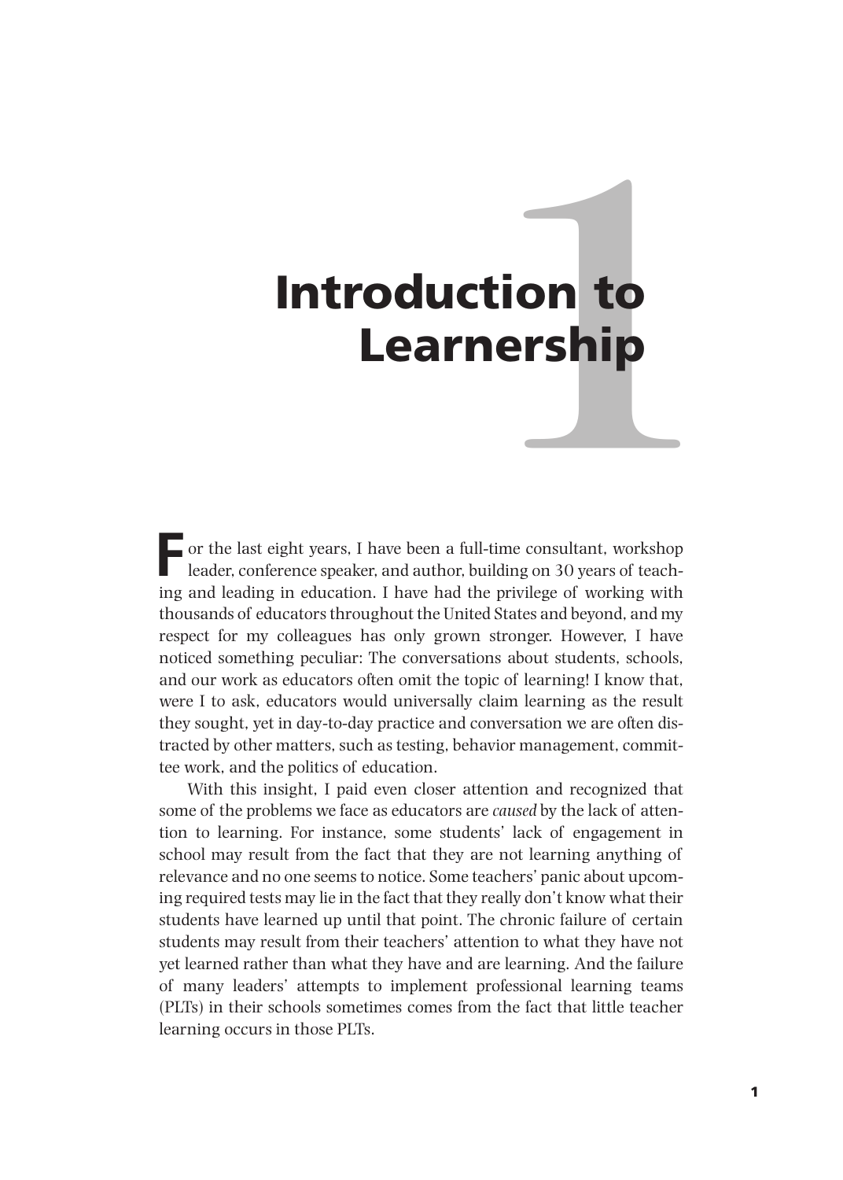# 1 Introduction to Learnership

For the last eight years, I have been a full-time consultant, workshop leader, conference speaker, and author, building on 30 years of teaching and leading in education. I have had the privilege of working with thousands of educators throughout the United States and beyond, and my respect for my colleagues has only grown stronger. However, I have noticed something peculiar: The conversations about students, schools, and our work as educators often omit the topic of learning! I know that, were I to ask, educators would universally claim learning as the result they sought, yet in day-to-day practice and conversation we are often distracted by other matters, such as testing, behavior management, committee work, and the politics of education.

With this insight, I paid even closer attention and recognized that some of the problems we face as educators are *caused* by the lack of attention to learning. For instance, some students' lack of engagement in school may result from the fact that they are not learning anything of relevance and no one seems to notice. Some teachers' panic about upcoming required tests may lie in the fact that they really don't know what their students have learned up until that point. The chronic failure of certain students may result from their teachers' attention to what they have not yet learned rather than what they have and are learning. And the failure of many leaders' attempts to implement professional learning teams (PLTs) in their schools sometimes comes from the fact that little teacher learning occurs in those PLTs.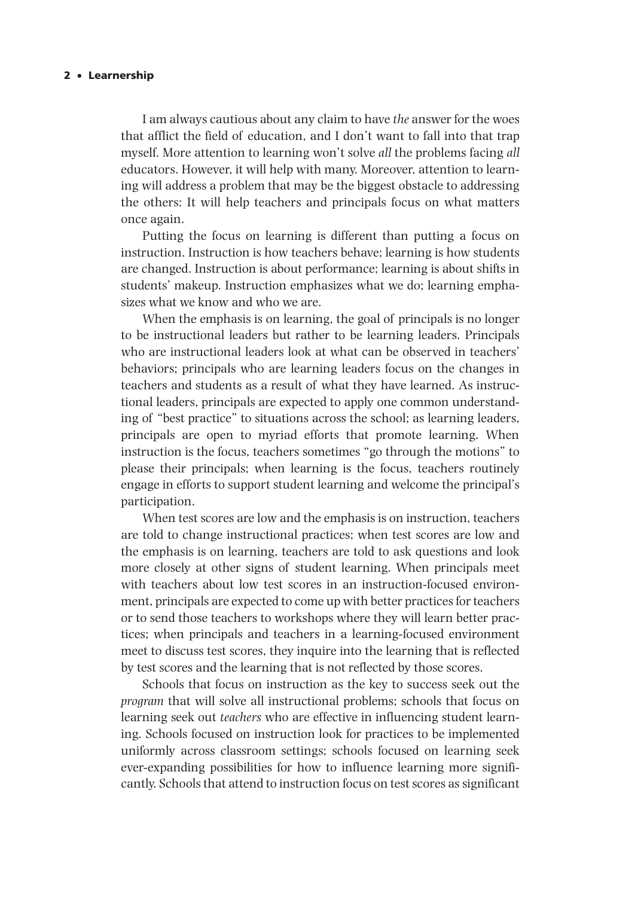I am always cautious about any claim to have *the* answer for the woes that afflict the field of education, and I don't want to fall into that trap myself. More attention to learning won't solve *all* the problems facing *all* educators. However, it will help with many. Moreover, attention to learning will address a problem that may be the biggest obstacle to addressing the others: It will help teachers and principals focus on what matters once again.

Putting the focus on learning is different than putting a focus on instruction. Instruction is how teachers behave; learning is how students are changed. Instruction is about performance; learning is about shifts in students' makeup. Instruction emphasizes what we do; learning emphasizes what we know and who we are.

When the emphasis is on learning, the goal of principals is no longer to be instructional leaders but rather to be learning leaders. Principals who are instructional leaders look at what can be observed in teachers' behaviors; principals who are learning leaders focus on the changes in teachers and students as a result of what they have learned. As instructional leaders, principals are expected to apply one common understanding of "best practice" to situations across the school; as learning leaders, principals are open to myriad efforts that promote learning. When instruction is the focus, teachers sometimes "go through the motions" to please their principals; when learning is the focus, teachers routinely engage in efforts to support student learning and welcome the principal's participation.

When test scores are low and the emphasis is on instruction, teachers are told to change instructional practices; when test scores are low and the emphasis is on learning, teachers are told to ask questions and look more closely at other signs of student learning. When principals meet with teachers about low test scores in an instruction-focused environment, principals are expected to come up with better practices for teachers or to send those teachers to workshops where they will learn better practices; when principals and teachers in a learning-focused environment meet to discuss test scores, they inquire into the learning that is reflected by test scores and the learning that is not reflected by those scores.

Schools that focus on instruction as the key to success seek out the *program* that will solve all instructional problems; schools that focus on learning seek out *teachers* who are effective in influencing student learning. Schools focused on instruction look for practices to be implemented uniformly across classroom settings; schools focused on learning seek ever-expanding possibilities for how to influence learning more significantly. Schools that attend to instruction focus on test scores as significant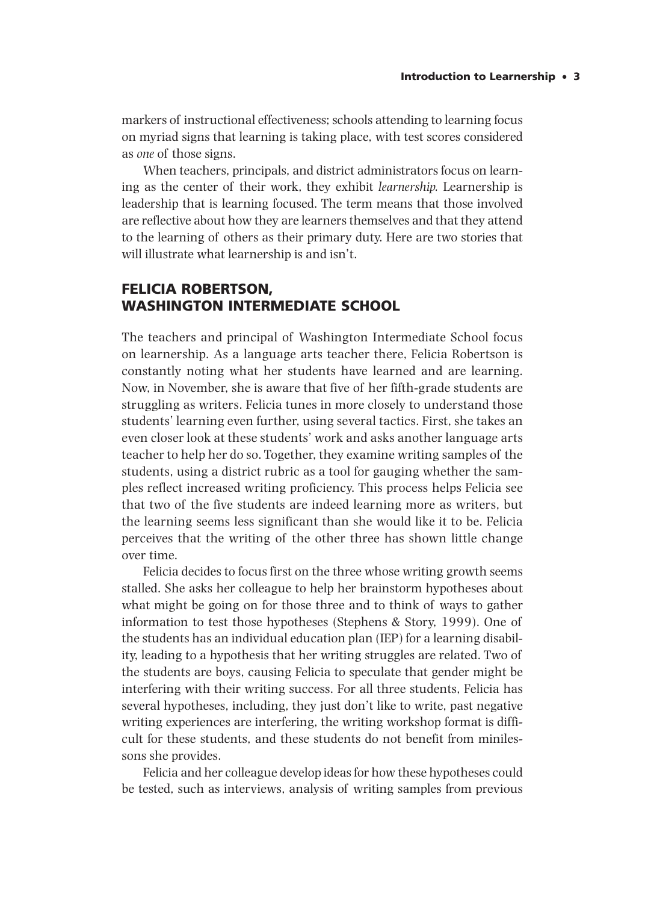markers of instructional effectiveness; schools attending to learning focus on myriad signs that learning is taking place, with test scores considered as *one* of those signs.

When teachers, principals, and district administrators focus on learning as the center of their work, they exhibit *learnership.* Learnership is leadership that is learning focused. The term means that those involved are reflective about how they are learners themselves and that they attend to the learning of others as their primary duty. Here are two stories that will illustrate what learnership is and isn't.

## FELICIA ROBERTSON, WASHINGTON INTERMEDIATE SCHOOL

The teachers and principal of Washington Intermediate School focus on learnership. As a language arts teacher there, Felicia Robertson is constantly noting what her students have learned and are learning. Now, in November, she is aware that five of her fifth-grade students are struggling as writers. Felicia tunes in more closely to understand those students' learning even further, using several tactics. First, she takes an even closer look at these students' work and asks another language arts teacher to help her do so. Together, they examine writing samples of the students, using a district rubric as a tool for gauging whether the samples reflect increased writing proficiency. This process helps Felicia see that two of the five students are indeed learning more as writers, but the learning seems less significant than she would like it to be. Felicia perceives that the writing of the other three has shown little change over time.

Felicia decides to focus first on the three whose writing growth seems stalled. She asks her colleague to help her brainstorm hypotheses about what might be going on for those three and to think of ways to gather information to test those hypotheses (Stephens & Story, 1999). One of the students has an individual education plan (IEP) for a learning disability, leading to a hypothesis that her writing struggles are related. Two of the students are boys, causing Felicia to speculate that gender might be interfering with their writing success. For all three students, Felicia has several hypotheses, including, they just don't like to write, past negative writing experiences are interfering, the writing workshop format is difficult for these students, and these students do not benefit from minilessons she provides.

Felicia and her colleague develop ideas for how these hypotheses could be tested, such as interviews, analysis of writing samples from previous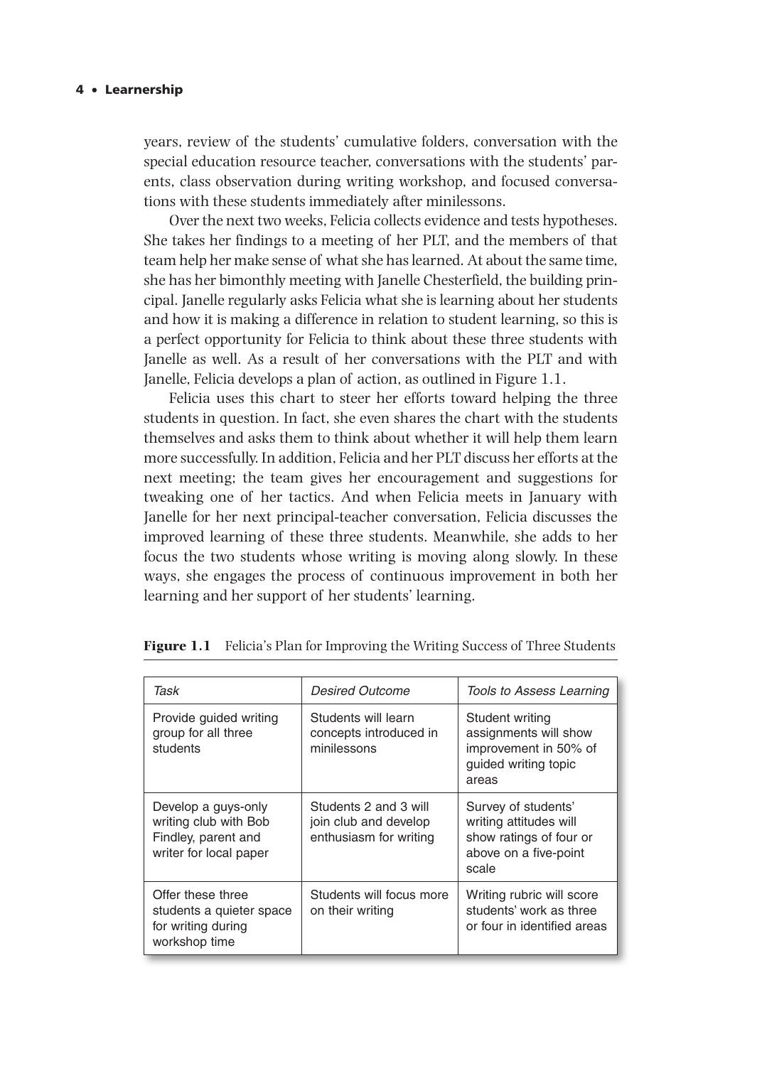years, review of the students' cumulative folders, conversation with the special education resource teacher, conversations with the students' parents, class observation during writing workshop, and focused conversations with these students immediately after minilessons.

Over the next two weeks, Felicia collects evidence and tests hypotheses. She takes her findings to a meeting of her PLT, and the members of that team help her make sense of what she has learned. At about the same time, she has her bimonthly meeting with Janelle Chesterfield, the building principal. Janelle regularly asks Felicia what she is learning about her students and how it is making a difference in relation to student learning, so this is a perfect opportunity for Felicia to think about these three students with Janelle as well. As a result of her conversations with the PLT and with Janelle, Felicia develops a plan of action, as outlined in Figure 1.1.

Felicia uses this chart to steer her efforts toward helping the three students in question. In fact, she even shares the chart with the students themselves and asks them to think about whether it will help them learn more successfully. In addition, Felicia and her PLT discuss her efforts at the next meeting; the team gives her encouragement and suggestions for tweaking one of her tactics. And when Felicia meets in January with Janelle for her next principal-teacher conversation, Felicia discusses the improved learning of these three students. Meanwhile, she adds to her focus the two students whose writing is moving along slowly. In these ways, she engages the process of continuous improvement in both her learning and her support of her students' learning.

**Figure 1.1** Felicia's Plan for Improving the Writing Success of Three Students

| *Task* | *Desired Outcome* | *Tools to Assess Learning* |
|---|---|---|
| Provide guided writing group for all three students | Students will learn concepts introduced in minilessons | Student writing assignments will show improvement in 50% of guided writing topic areas |
| Develop a guys-only writing club with Bob Findley, parent and writer for local paper | Students 2 and 3 will join club and develop enthusiasm for writing | Survey of students' writing attitudes will show ratings of four or above on a five-point scale |
| Offer these three students a quieter space for writing during workshop time | Students will focus more on their writing | Writing rubric will score students' work as three or four in identified areas |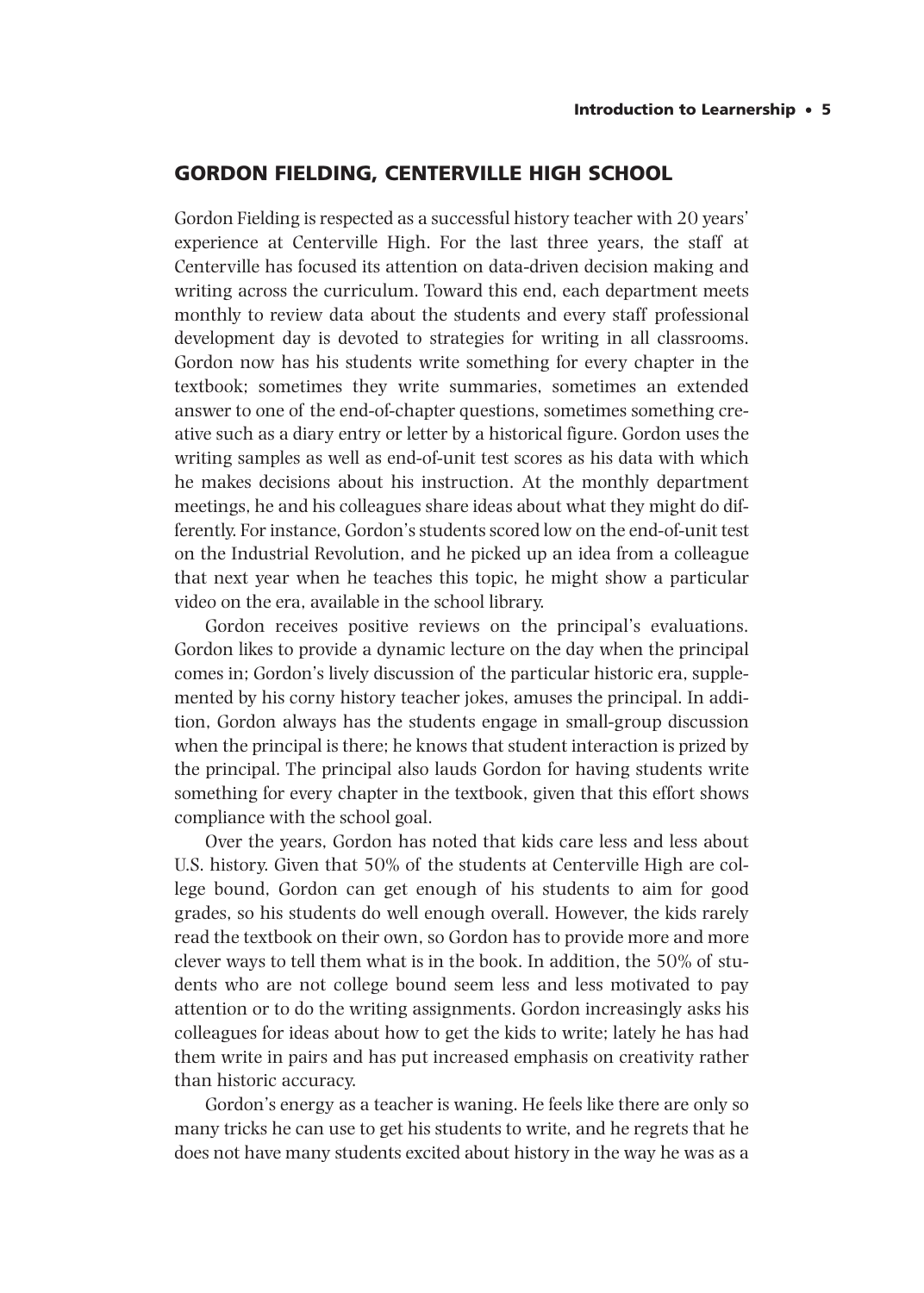## GORDON FIELDING, CENTERVILLE HIGH SCHOOL

Gordon Fielding is respected as a successful history teacher with 20 years' experience at Centerville High. For the last three years, the staff at Centerville has focused its attention on data-driven decision making and writing across the curriculum. Toward this end, each department meets monthly to review data about the students and every staff professional development day is devoted to strategies for writing in all classrooms. Gordon now has his students write something for every chapter in the textbook; sometimes they write summaries, sometimes an extended answer to one of the end-of-chapter questions, sometimes something creative such as a diary entry or letter by a historical figure. Gordon uses the writing samples as well as end-of-unit test scores as his data with which he makes decisions about his instruction. At the monthly department meetings, he and his colleagues share ideas about what they might do differently. For instance, Gordon's students scored low on the end-of-unit test on the Industrial Revolution, and he picked up an idea from a colleague that next year when he teaches this topic, he might show a particular video on the era, available in the school library.

Gordon receives positive reviews on the principal's evaluations. Gordon likes to provide a dynamic lecture on the day when the principal comes in; Gordon's lively discussion of the particular historic era, supplemented by his corny history teacher jokes, amuses the principal. In addition, Gordon always has the students engage in small-group discussion when the principal is there; he knows that student interaction is prized by the principal. The principal also lauds Gordon for having students write something for every chapter in the textbook, given that this effort shows compliance with the school goal.

Over the years, Gordon has noted that kids care less and less about U.S. history. Given that 50% of the students at Centerville High are college bound, Gordon can get enough of his students to aim for good grades, so his students do well enough overall. However, the kids rarely read the textbook on their own, so Gordon has to provide more and more clever ways to tell them what is in the book. In addition, the 50% of students who are not college bound seem less and less motivated to pay attention or to do the writing assignments. Gordon increasingly asks his colleagues for ideas about how to get the kids to write; lately he has had them write in pairs and has put increased emphasis on creativity rather than historic accuracy.

Gordon's energy as a teacher is waning. He feels like there are only so many tricks he can use to get his students to write, and he regrets that he does not have many students excited about history in the way he was as a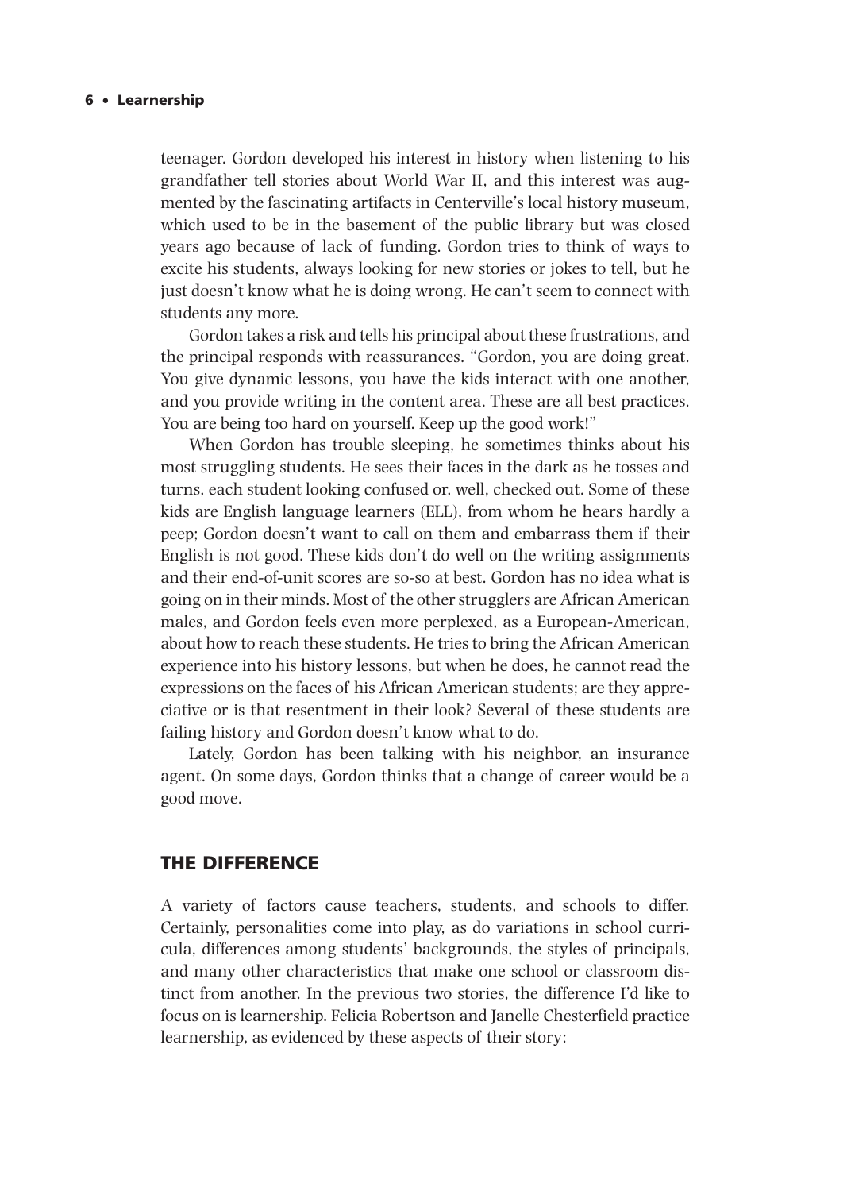teenager. Gordon developed his interest in history when listening to his grandfather tell stories about World War II, and this interest was augmented by the fascinating artifacts in Centerville's local history museum, which used to be in the basement of the public library but was closed years ago because of lack of funding. Gordon tries to think of ways to excite his students, always looking for new stories or jokes to tell, but he just doesn't know what he is doing wrong. He can't seem to connect with students any more.

Gordon takes a risk and tells his principal about these frustrations, and the principal responds with reassurances. "Gordon, you are doing great. You give dynamic lessons, you have the kids interact with one another, and you provide writing in the content area. These are all best practices. You are being too hard on yourself. Keep up the good work!"

When Gordon has trouble sleeping, he sometimes thinks about his most struggling students. He sees their faces in the dark as he tosses and turns, each student looking confused or, well, checked out. Some of these kids are English language learners (ELL), from whom he hears hardly a peep; Gordon doesn't want to call on them and embarrass them if their English is not good. These kids don't do well on the writing assignments and their end-of-unit scores are so-so at best. Gordon has no idea what is going on in their minds. Most of the other strugglers are African American males, and Gordon feels even more perplexed, as a European-American, about how to reach these students. He tries to bring the African American experience into his history lessons, but when he does, he cannot read the expressions on the faces of his African American students; are they appreciative or is that resentment in their look? Several of these students are failing history and Gordon doesn't know what to do.

Lately, Gordon has been talking with his neighbor, an insurance agent. On some days, Gordon thinks that a change of career would be a good move.

## THE DIFFERENCE

A variety of factors cause teachers, students, and schools to differ. Certainly, personalities come into play, as do variations in school curricula, differences among students' backgrounds, the styles of principals, and many other characteristics that make one school or classroom distinct from another. In the previous two stories, the difference I'd like to focus on is learnership. Felicia Robertson and Janelle Chesterfield practice learnership, as evidenced by these aspects of their story: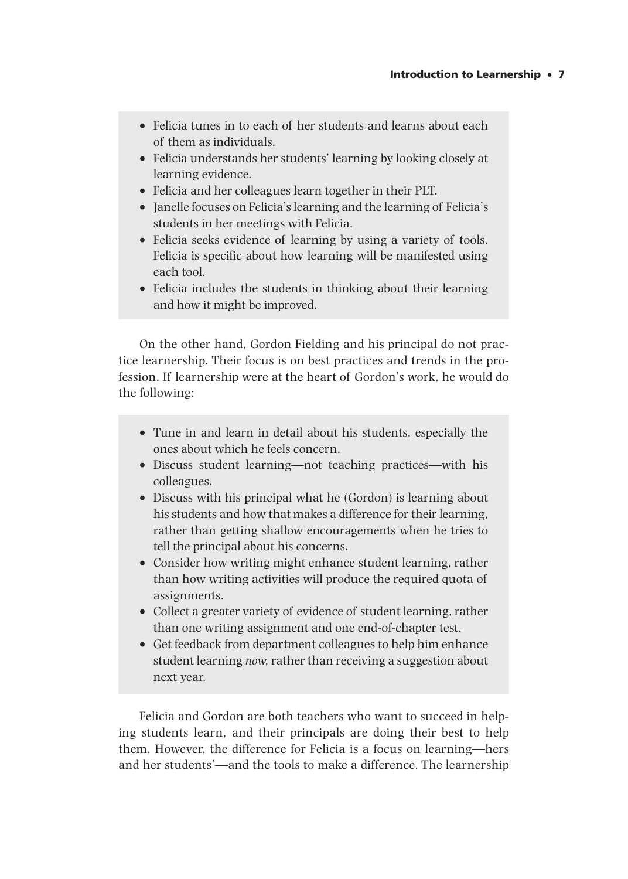- Felicia tunes in to each of her students and learns about each of them as individuals.
- Felicia understands her students' learning by looking closely at learning evidence.
- Felicia and her colleagues learn together in their PLT.
- Janelle focuses on Felicia's learning and the learning of Felicia's students in her meetings with Felicia.
- Felicia seeks evidence of learning by using a variety of tools. Felicia is specific about how learning will be manifested using each tool.
- Felicia includes the students in thinking about their learning and how it might be improved.

On the other hand, Gordon Fielding and his principal do not practice learnership. Their focus is on best practices and trends in the profession. If learnership were at the heart of Gordon's work, he would do the following:

- Tune in and learn in detail about his students, especially the ones about which he feels concern.
- Discuss student learning—not teaching practices—with his colleagues.
- Discuss with his principal what he (Gordon) is learning about his students and how that makes a difference for their learning, rather than getting shallow encouragements when he tries to tell the principal about his concerns.
- Consider how writing might enhance student learning, rather than how writing activities will produce the required quota of assignments.
- Collect a greater variety of evidence of student learning, rather than one writing assignment and one end-of-chapter test.
- Get feedback from department colleagues to help him enhance student learning *now,* rather than receiving a suggestion about next year.

Felicia and Gordon are both teachers who want to succeed in helping students learn, and their principals are doing their best to help them. However, the difference for Felicia is a focus on learning—hers and her students'—and the tools to make a difference. The learnership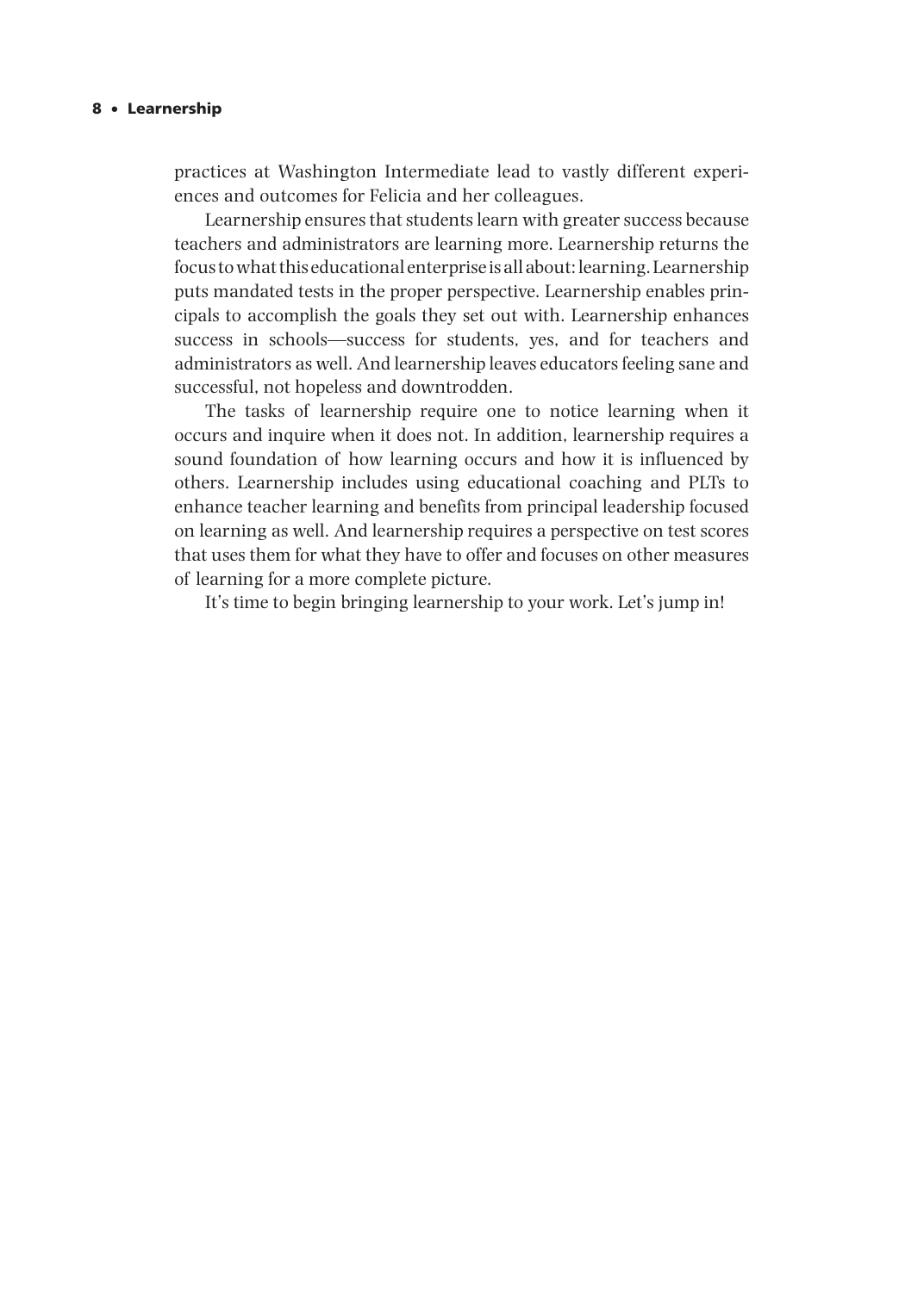practices at Washington Intermediate lead to vastly different experiences and outcomes for Felicia and her colleagues.

Learnership ensures that students learn with greater success because teachers and administrators are learning more. Learnership returns the focus to what this educational enterprise is all about: learning. Learnership puts mandated tests in the proper perspective. Learnership enables principals to accomplish the goals they set out with. Learnership enhances success in schools—success for students, yes, and for teachers and administrators as well. And learnership leaves educators feeling sane and successful, not hopeless and downtrodden.

The tasks of learnership require one to notice learning when it occurs and inquire when it does not. In addition, learnership requires a sound foundation of how learning occurs and how it is influenced by others. Learnership includes using educational coaching and PLTs to enhance teacher learning and benefits from principal leadership focused on learning as well. And learnership requires a perspective on test scores that uses them for what they have to offer and focuses on other measures of learning for a more complete picture.

It's time to begin bringing learnership to your work. Let's jump in!